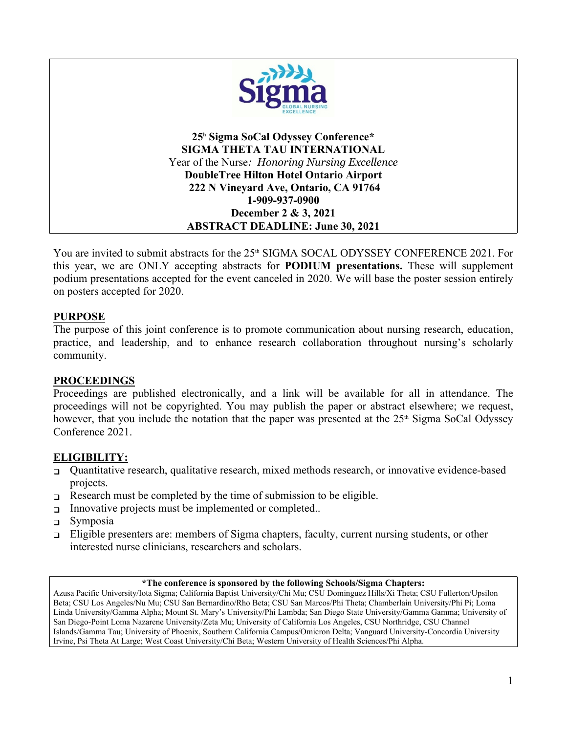**25th Sigma SoCal Odyssey Conference***
**SIGMA THETA TAU INTERNATIONAL**
Year of the Nurse*: Honoring Nursing Excellence*
**DoubleTree Hilton Hotel Ontario Airport**
**222 N Vineyard Ave, Ontario, CA 91764**
**1-909-937-0900**
**December 2 & 3, 2021**
**ABSTRACT DEADLINE: June 30, 2021**

You are invited to submit abstracts for the 25th SIGMA SOCAL ODYSSEY CONFERENCE 2021. For this year, we are ONLY accepting abstracts for **PODIUM presentations.** These will supplement podium presentations accepted for the event canceled in 2020. We will base the poster session entirely on posters accepted for 2020.

## PURPOSE

The purpose of this joint conference is to promote communication about nursing research, education, practice, and leadership, and to enhance research collaboration throughout nursing's scholarly community.

## PROCEEDINGS

Proceedings are published electronically, and a link will be available for all in attendance. The proceedings will not be copyrighted. You may publish the paper or abstract elsewhere; we request, however, that you include the notation that the paper was presented at the 25th Sigma SoCal Odyssey Conference 2021.

## ELIGIBILITY:

- Quantitative research, qualitative research, mixed methods research, or innovative evidence-based projects.
- Research must be completed by the time of submission to be eligible.
- Innovative projects must be implemented or completed..
- Symposia
- Eligible presenters are: members of Sigma chapters, faculty, current nursing students, or other interested nurse clinicians, researchers and scholars.

**\*The conference is sponsored by the following Schools/Sigma Chapters:**
Azusa Pacific University/Iota Sigma; California Baptist University/Chi Mu; CSU Dominguez Hills/Xi Theta; CSU Fullerton/Upsilon Beta; CSU Los Angeles/Nu Mu; CSU San Bernardino/Rho Beta; CSU San Marcos/Phi Theta; Chamberlain University/Phi Pi; Loma Linda University/Gamma Alpha; Mount St. Mary's University/Phi Lambda; San Diego State University/Gamma Gamma; University of San Diego-Point Loma Nazarene University/Zeta Mu; University of California Los Angeles, CSU Northridge, CSU Channel Islands/Gamma Tau; University of Phoenix, Southern California Campus/Omicron Delta; Vanguard University-Concordia University Irvine, Psi Theta At Large; West Coast University/Chi Beta; Western University of Health Sciences/Phi Alpha.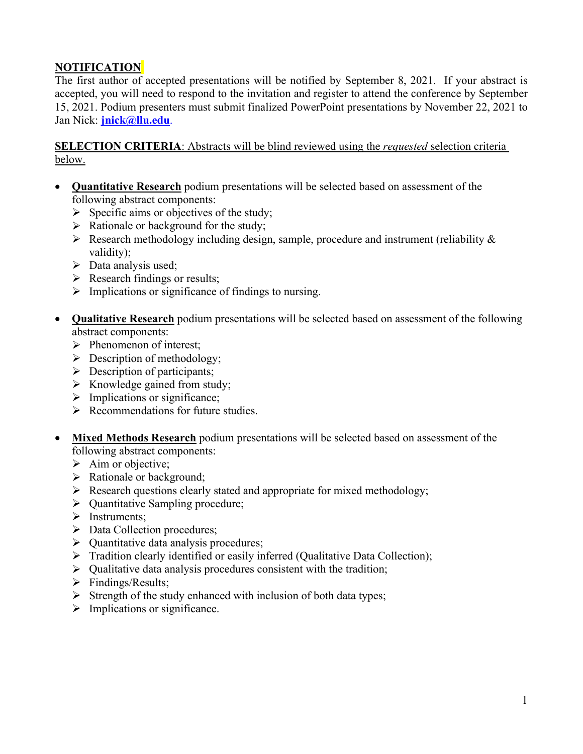**NOTIFICATION**

The first author of accepted presentations will be notified by September 8, 2021. If your abstract is accepted, you will need to respond to the invitation and register to attend the conference by September 15, 2021. Podium presenters must submit finalized PowerPoint presentations by November 22, 2021 to Jan Nick: **jnick@llu.edu**.

**SELECTION CRITERIA**: Abstracts will be blind reviewed using the *requested* selection criteria below.

- **Quantitative Research** podium presentations will be selected based on assessment of the following abstract components:
  - Specific aims or objectives of the study;
  - Rationale or background for the study;
  - Research methodology including design, sample, procedure and instrument (reliability & validity);
  - Data analysis used;
  - Research findings or results;
  - Implications or significance of findings to nursing.

- **Qualitative Research** podium presentations will be selected based on assessment of the following abstract components:
  - Phenomenon of interest;
  - Description of methodology;
  - Description of participants;
  - Knowledge gained from study;
  - Implications or significance;
  - Recommendations for future studies.

- **Mixed Methods Research** podium presentations will be selected based on assessment of the following abstract components:
  - Aim or objective;
  - Rationale or background;
  - Research questions clearly stated and appropriate for mixed methodology;
  - Quantitative Sampling procedure;
  - Instruments;
  - Data Collection procedures;
  - Quantitative data analysis procedures;
  - Tradition clearly identified or easily inferred (Qualitative Data Collection);
  - Qualitative data analysis procedures consistent with the tradition;
  - Findings/Results;
  - Strength of the study enhanced with inclusion of both data types;
  - Implications or significance.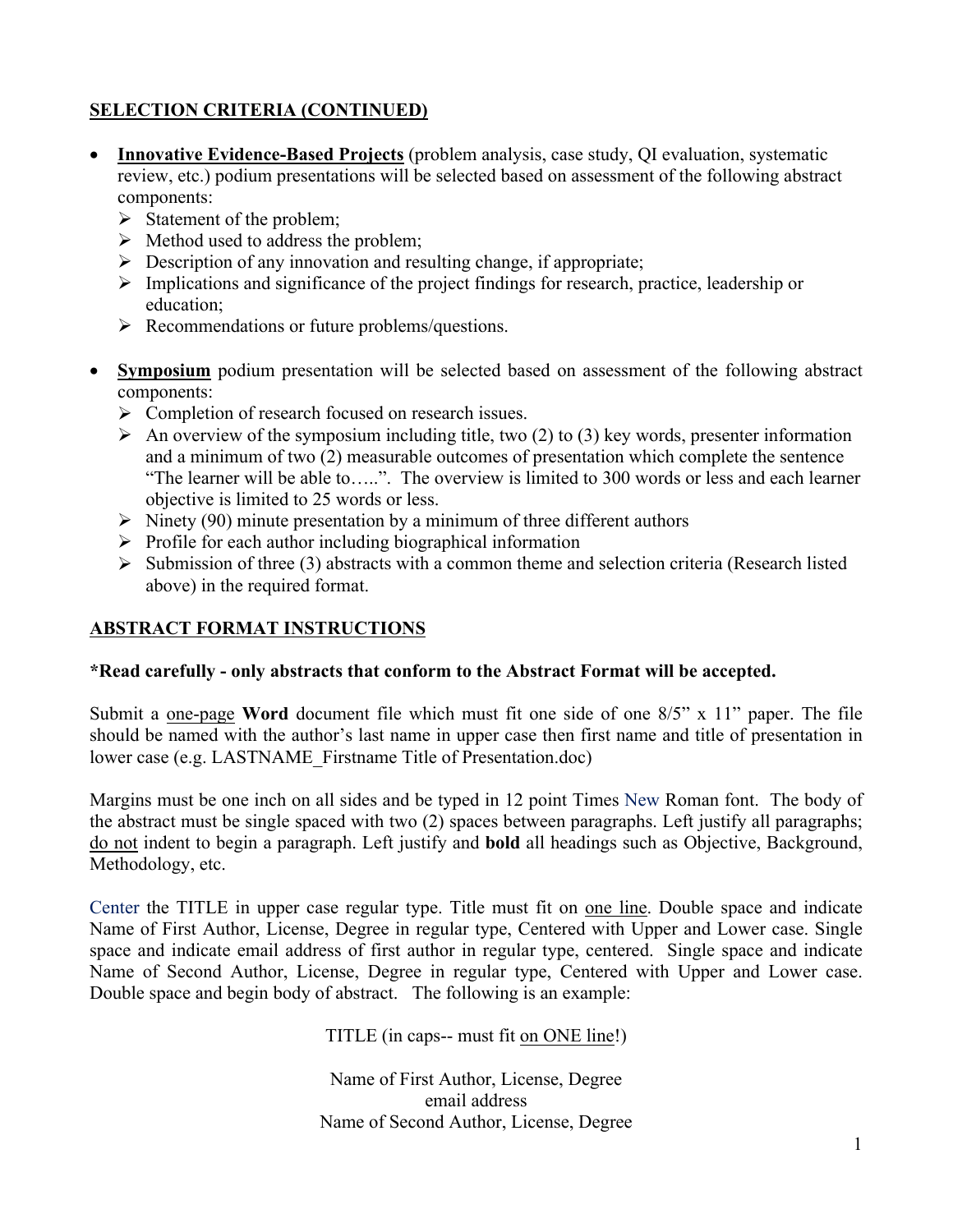## SELECTION CRITERIA (CONTINUED)

- **Innovative Evidence-Based Projects** (problem analysis, case study, QI evaluation, systematic review, etc.) podium presentations will be selected based on assessment of the following abstract components:
  - Statement of the problem;
  - Method used to address the problem;
  - Description of any innovation and resulting change, if appropriate;
  - Implications and significance of the project findings for research, practice, leadership or education;
  - Recommendations or future problems/questions.

- **Symposium** podium presentation will be selected based on assessment of the following abstract components:
  - Completion of research focused on research issues.
  - An overview of the symposium including title, two (2) to (3) key words, presenter information and a minimum of two (2) measurable outcomes of presentation which complete the sentence "The learner will be able to…..". The overview is limited to 300 words or less and each learner objective is limited to 25 words or less.
  - Ninety (90) minute presentation by a minimum of three different authors
  - Profile for each author including biographical information
  - Submission of three (3) abstracts with a common theme and selection criteria (Research listed above) in the required format.

## ABSTRACT FORMAT INSTRUCTIONS

**\*Read carefully - only abstracts that conform to the Abstract Format will be accepted.**

Submit a one-page **Word** document file which must fit one side of one 8/5" x 11" paper. The file should be named with the author's last name in upper case then first name and title of presentation in lower case (e.g. LASTNAME_Firstname Title of Presentation.doc)

Margins must be one inch on all sides and be typed in 12 point Times New Roman font. The body of the abstract must be single spaced with two (2) spaces between paragraphs. Left justify all paragraphs; do not indent to begin a paragraph. Left justify and **bold** all headings such as Objective, Background, Methodology, etc.

Center the TITLE in upper case regular type. Title must fit on one line. Double space and indicate Name of First Author, License, Degree in regular type, Centered with Upper and Lower case. Single space and indicate email address of first author in regular type, centered. Single space and indicate Name of Second Author, License, Degree in regular type, Centered with Upper and Lower case. Double space and begin body of abstract. The following is an example:

TITLE (in caps-- must fit on ONE line!)

Name of First Author, License, Degree
email address
Name of Second Author, License, Degree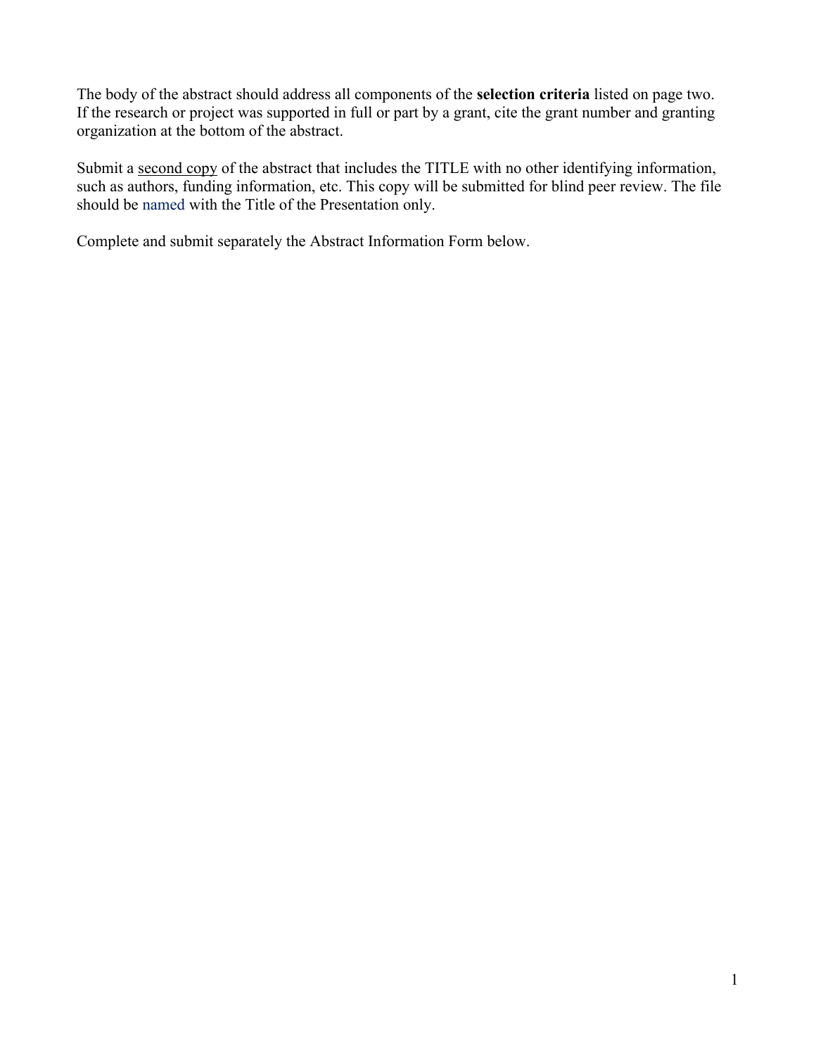The body of the abstract should address all components of the **selection criteria** listed on page two. If the research or project was supported in full or part by a grant, cite the grant number and granting organization at the bottom of the abstract.

Submit a <u>second copy</u> of the abstract that includes the TITLE with no other identifying information, such as authors, funding information, etc. This copy will be submitted for blind peer review. The file should be named with the Title of the Presentation only.

Complete and submit separately the Abstract Information Form below.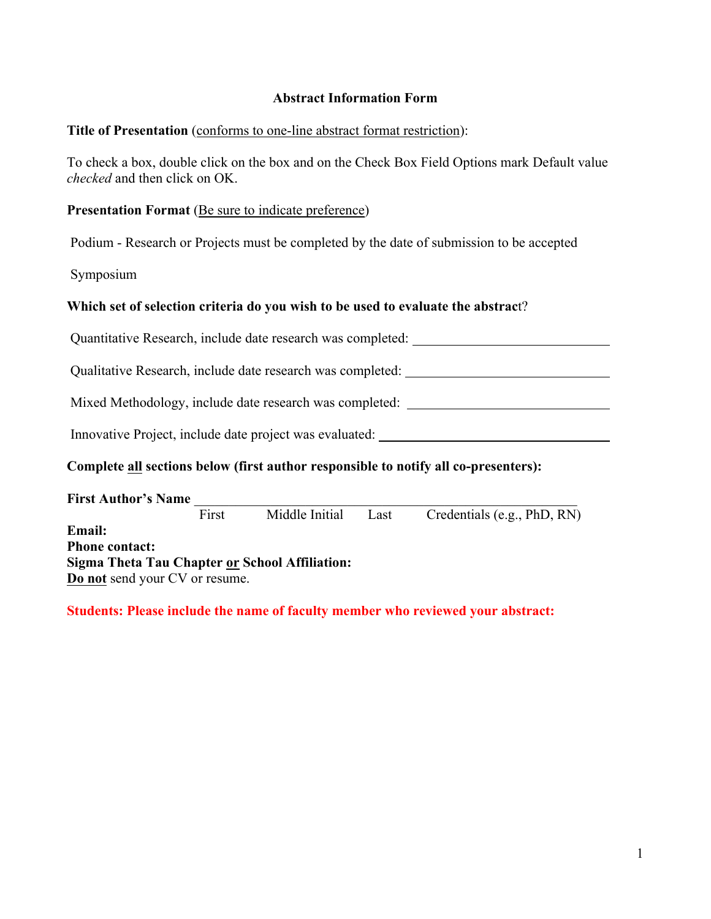## Abstract Information Form

**Title of Presentation** (conforms to one-line abstract format restriction):

To check a box, double click on the box and on the Check Box Field Options mark Default value *checked* and then click on OK.

**Presentation Format** (Be sure to indicate preference)

Podium - Research or Projects must be completed by the date of submission to be accepted

Symposium

**Which set of selection criteria do you wish to be used to evaluate the abstrac**t?

Quantitative Research, include date research was completed: ____________________________

Qualitative Research, include date research was completed: ____________________________

Mixed Methodology, include date research was completed: ____________________________

Innovative Project, include date project was evaluated: ________________________________

**Complete all sections below (first author responsible to notify all co-presenters):**

**First Author's Name** ______________________________________________________

First  Middle Initial  Last  Credentials (e.g., PhD, RN)

**Email:**

**Phone contact:**

**Sigma Theta Tau Chapter or School Affiliation:**

**Do not** send your CV or resume.

**Students: Please include the name of faculty member who reviewed your abstract:**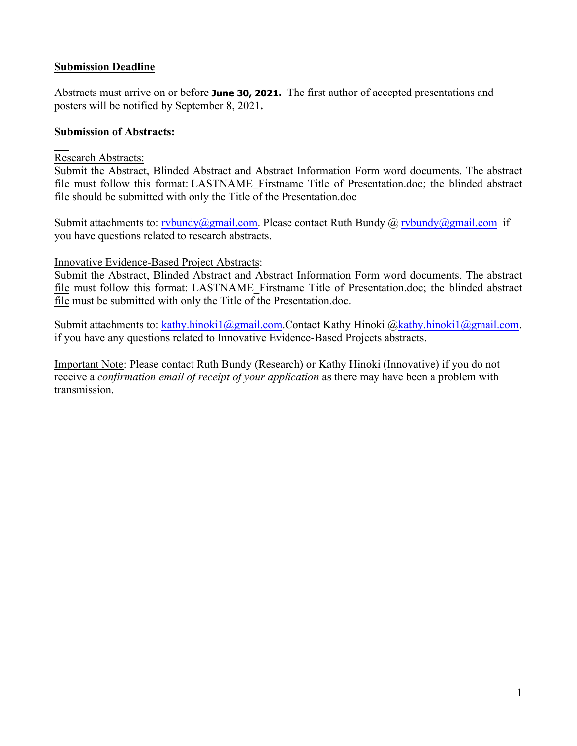**Submission Deadline**

Abstracts must arrive on or before **June 30, 2021.** The first author of accepted presentations and posters will be notified by September 8, 2021**.**

**Submission of Abstracts:**

Research Abstracts:
Submit the Abstract, Blinded Abstract and Abstract Information Form word documents. The abstract file must follow this format: LASTNAME_Firstname Title of Presentation.doc; the blinded abstract file should be submitted with only the Title of the Presentation.doc

Submit attachments to: rvbundy@gmail.com. Please contact Ruth Bundy @ rvbundy@gmail.com if you have questions related to research abstracts.

Innovative Evidence-Based Project Abstracts:
Submit the Abstract, Blinded Abstract and Abstract Information Form word documents. The abstract file must follow this format: LASTNAME_Firstname Title of Presentation.doc; the blinded abstract file must be submitted with only the Title of the Presentation.doc.

Submit attachments to: kathy.hinoki1@gmail.com.Contact Kathy Hinoki @kathy.hinoki1@gmail.com. if you have any questions related to Innovative Evidence-Based Projects abstracts.

Important Note: Please contact Ruth Bundy (Research) or Kathy Hinoki (Innovative) if you do not receive a *confirmation email of receipt of your application* as there may have been a problem with transmission.